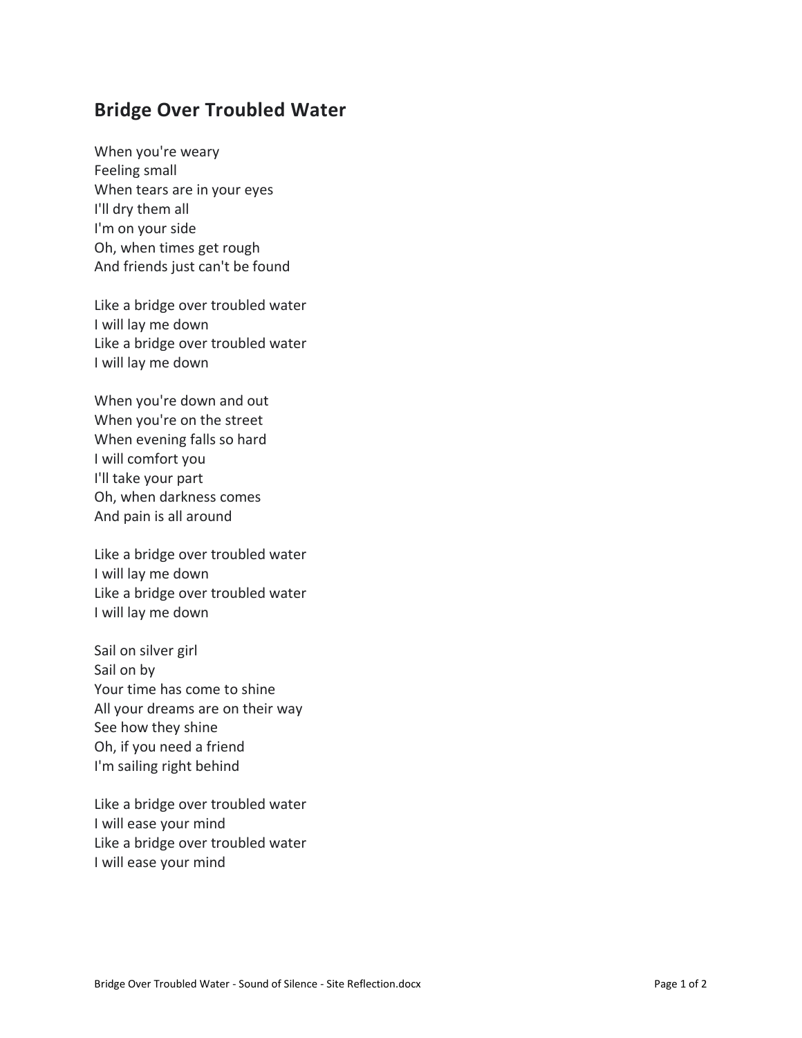## **Bridge Over Troubled Water**

When you're weary Feeling small When tears are in your eyes I'll dry them all I'm on your side Oh, when times get rough And friends just can't be found

Like a bridge over troubled water I will lay me down Like a bridge over troubled water I will lay me down

When you're down and out When you're on the street When evening falls so hard I will comfort you I'll take your part Oh, when darkness comes And pain is all around

Like a bridge over troubled water I will lay me down Like a bridge over troubled water I will lay me down

Sail on silver girl Sail on by Your time has come to shine All your dreams are on their way See how they shine Oh, if you need a friend I'm sailing right behind

Like a bridge over troubled water I will ease your mind Like a bridge over troubled water I will ease your mind